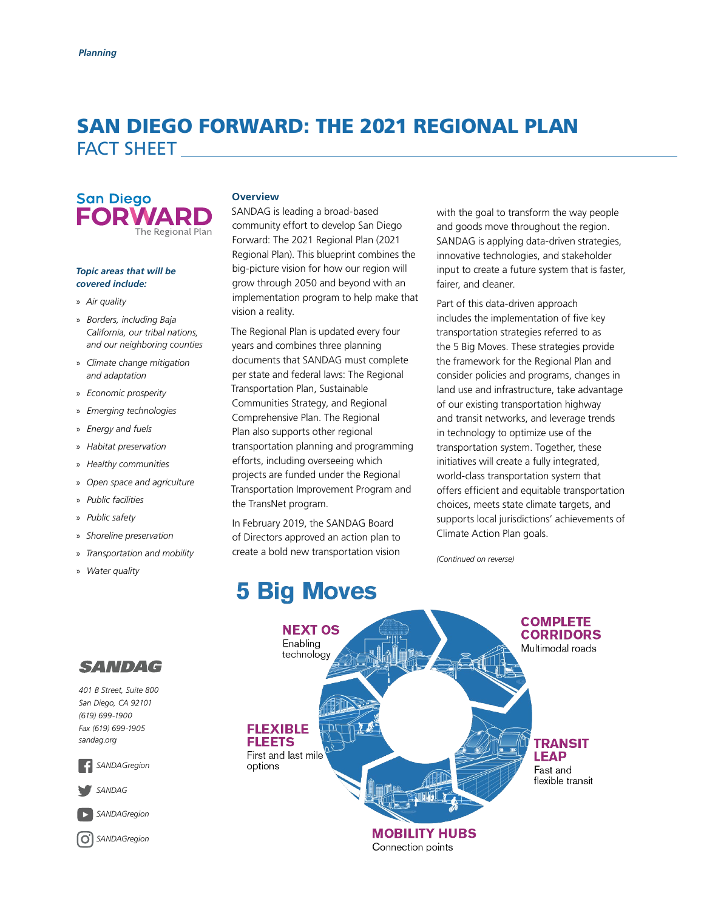*Planning*

# SAN DIEGO FORWARD: THE 2021 REGIONAL PLAN
## FACT SHEET

San Diego FORWARD The Regional Plan

***Topic areas that will be covered include:***

- *Air quality*
- *Borders, including Baja California, our tribal nations, and our neighboring counties*
- *Climate change mitigation and adaptation*
- *Economic prosperity*
- *Emerging technologies*
- *Energy and fuels*
- *Habitat preservation*
- *Healthy communities*
- *Open space and agriculture*
- *Public facilities*
- *Public safety*
- *Shoreline preservation*
- *Transportation and mobility*
- *Water quality*

### Overview

SANDAG is leading a broad-based community effort to develop San Diego Forward: The 2021 Regional Plan (2021 Regional Plan). This blueprint combines the big-picture vision for how our region will grow through 2050 and beyond with an implementation program to help make that vision a reality.

The Regional Plan is updated every four years and combines three planning documents that SANDAG must complete per state and federal laws: The Regional Transportation Plan, Sustainable Communities Strategy, and Regional Comprehensive Plan. The Regional Plan also supports other regional transportation planning and programming efforts, including overseeing which projects are funded under the Regional Transportation Improvement Program and the TransNet program.

In February 2019, the SANDAG Board of Directors approved an action plan to create a bold new transportation vision with the goal to transform the way people and goods move throughout the region. SANDAG is applying data-driven strategies, innovative technologies, and stakeholder input to create a future system that is faster, fairer, and cleaner.

Part of this data-driven approach includes the implementation of five key transportation strategies referred to as the 5 Big Moves. These strategies provide the framework for the Regional Plan and consider policies and programs, changes in land use and infrastructure, take advantage of our existing transportation highway and transit networks, and leverage trends in technology to optimize use of the transportation system. Together, these initiatives will create a fully integrated, world-class transportation system that offers efficient and equitable transportation choices, meets state climate targets, and supports local jurisdictions' achievements of Climate Action Plan goals.

*(Continued on reverse)*

## 5 Big Moves

**NEXT OS**
Enabling technology

**COMPLETE CORRIDORS**
Multimodal roads

**TRANSIT LEAP**
Fast and flexible transit

**MOBILITY HUBS**
Connection points

**FLEXIBLE FLEETS**
First and last mile options

**SANDAG**

*401 B Street, Suite 800*
*San Diego, CA 92101*
*(619) 699-1900*
*Fax (619) 699-1905*
*sandag.org*

*SANDAGregion* (Facebook)
*SANDAG* (Twitter)
*SANDAGregion* (YouTube)
*SANDAGregion* (Instagram)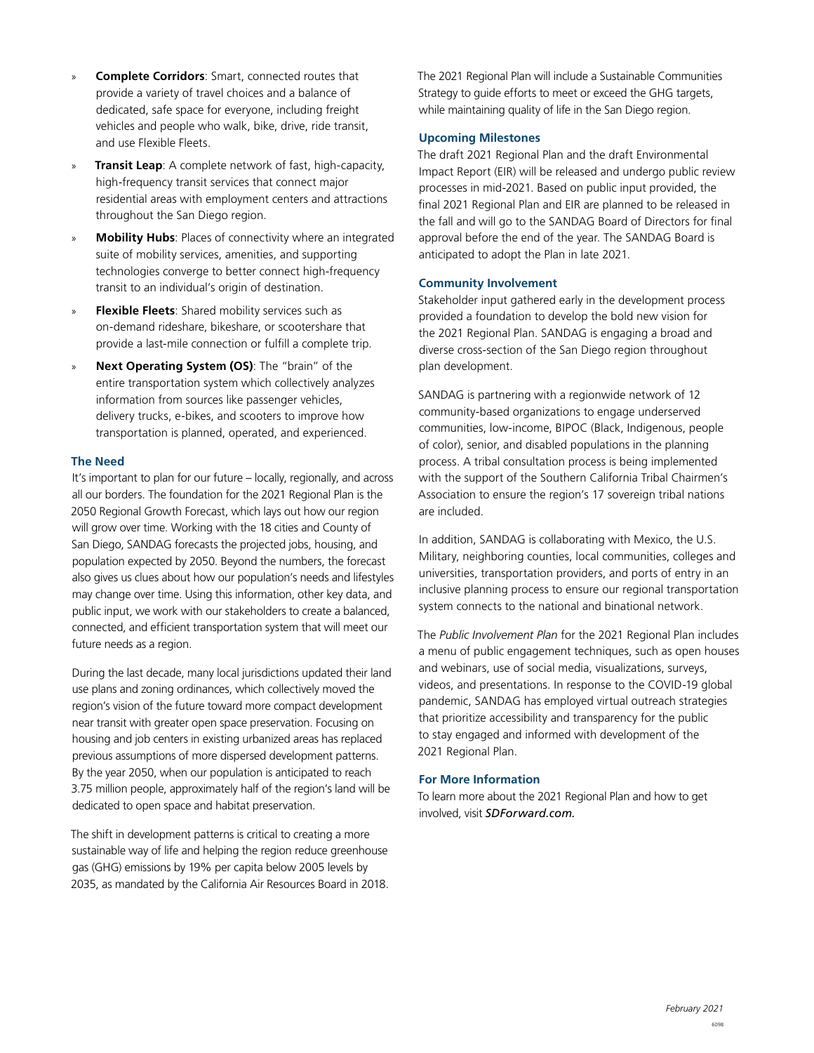- **Complete Corridors**: Smart, connected routes that provide a variety of travel choices and a balance of dedicated, safe space for everyone, including freight vehicles and people who walk, bike, drive, ride transit, and use Flexible Fleets.
- **Transit Leap**: A complete network of fast, high-capacity, high-frequency transit services that connect major residential areas with employment centers and attractions throughout the San Diego region.
- **Mobility Hubs**: Places of connectivity where an integrated suite of mobility services, amenities, and supporting technologies converge to better connect high-frequency transit to an individual's origin of destination.
- **Flexible Fleets**: Shared mobility services such as on-demand rideshare, bikeshare, or scootershare that provide a last-mile connection or fulfill a complete trip.
- **Next Operating System (OS)**: The "brain" of the entire transportation system which collectively analyzes information from sources like passenger vehicles, delivery trucks, e-bikes, and scooters to improve how transportation is planned, operated, and experienced.

### The Need

It's important to plan for our future – locally, regionally, and across all our borders. The foundation for the 2021 Regional Plan is the 2050 Regional Growth Forecast, which lays out how our region will grow over time. Working with the 18 cities and County of San Diego, SANDAG forecasts the projected jobs, housing, and population expected by 2050. Beyond the numbers, the forecast also gives us clues about how our population's needs and lifestyles may change over time. Using this information, other key data, and public input, we work with our stakeholders to create a balanced, connected, and efficient transportation system that will meet our future needs as a region.

During the last decade, many local jurisdictions updated their land use plans and zoning ordinances, which collectively moved the region's vision of the future toward more compact development near transit with greater open space preservation. Focusing on housing and job centers in existing urbanized areas has replaced previous assumptions of more dispersed development patterns. By the year 2050, when our population is anticipated to reach 3.75 million people, approximately half of the region's land will be dedicated to open space and habitat preservation.

The shift in development patterns is critical to creating a more sustainable way of life and helping the region reduce greenhouse gas (GHG) emissions by 19% per capita below 2005 levels by 2035, as mandated by the California Air Resources Board in 2018.

The 2021 Regional Plan will include a Sustainable Communities Strategy to guide efforts to meet or exceed the GHG targets, while maintaining quality of life in the San Diego region.

### Upcoming Milestones

The draft 2021 Regional Plan and the draft Environmental Impact Report (EIR) will be released and undergo public review processes in mid-2021. Based on public input provided, the final 2021 Regional Plan and EIR are planned to be released in the fall and will go to the SANDAG Board of Directors for final approval before the end of the year. The SANDAG Board is anticipated to adopt the Plan in late 2021.

### Community Involvement

Stakeholder input gathered early in the development process provided a foundation to develop the bold new vision for the 2021 Regional Plan. SANDAG is engaging a broad and diverse cross-section of the San Diego region throughout plan development.

SANDAG is partnering with a regionwide network of 12 community-based organizations to engage underserved communities, low-income, BIPOC (Black, Indigenous, people of color), senior, and disabled populations in the planning process. A tribal consultation process is being implemented with the support of the Southern California Tribal Chairmen's Association to ensure the region's 17 sovereign tribal nations are included.

In addition, SANDAG is collaborating with Mexico, the U.S. Military, neighboring counties, local communities, colleges and universities, transportation providers, and ports of entry in an inclusive planning process to ensure our regional transportation system connects to the national and binational network.

The *Public Involvement Plan* for the 2021 Regional Plan includes a menu of public engagement techniques, such as open houses and webinars, use of social media, visualizations, surveys, videos, and presentations. In response to the COVID-19 global pandemic, SANDAG has employed virtual outreach strategies that prioritize accessibility and transparency for the public to stay engaged and informed with development of the 2021 Regional Plan.

### For More Information

To learn more about the 2021 Regional Plan and how to get involved, visit ***SDForward.com.***

*February 2021*

6098